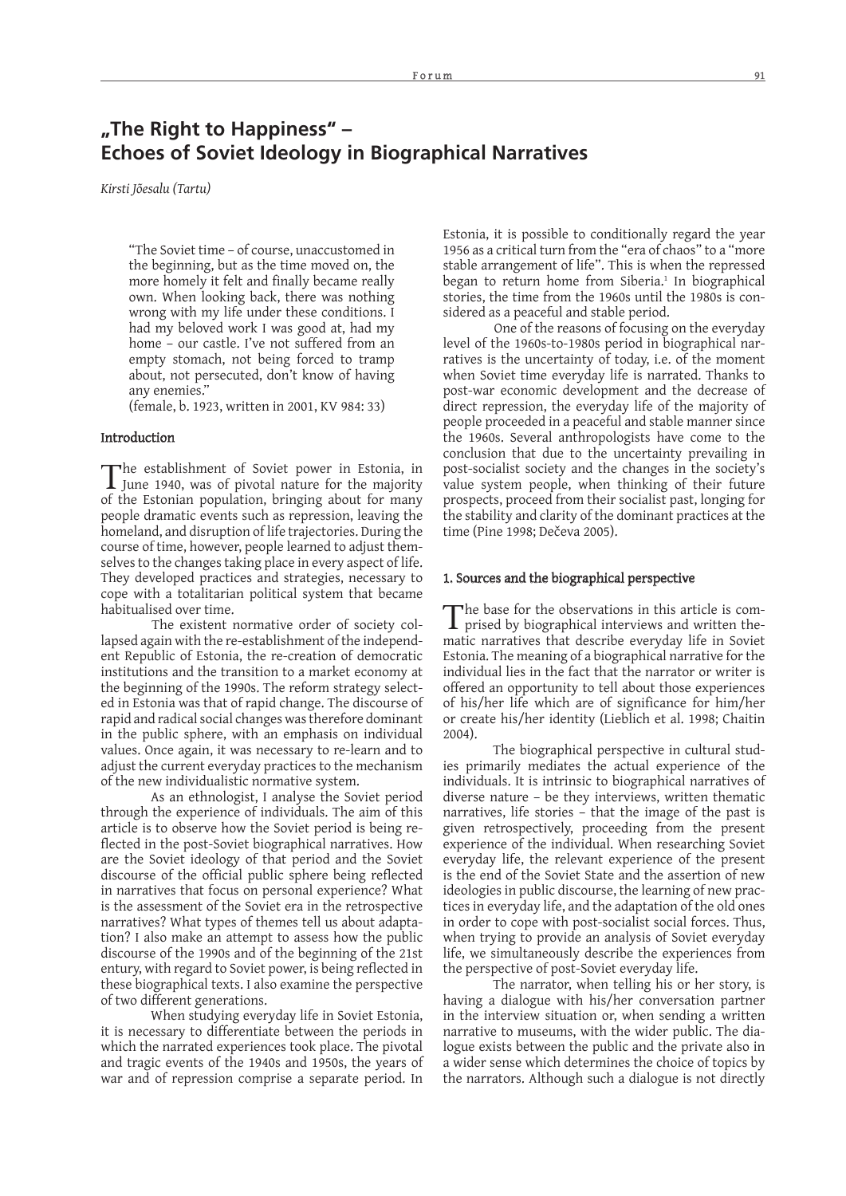# „The Right to Happiness" – Echoes of Soviet Ideology in Biographical Narratives

*Kirsti Jõesalu (Tartu)*

> "The Soviet time – of course, unaccustomed in the beginning, but as the time moved on, the more homely it felt and finally became really own. When looking back, there was nothing wrong with my life under these conditions. I had my beloved work I was good at, had my home – our castle. I've not suffered from an empty stomach, not being forced to tramp about, not persecuted, don't know of having any enemies."
> (female, b. 1923, written in 2001, KV 984: 33)

## Introduction

The establishment of Soviet power in Estonia, in June 1940, was of pivotal nature for the majority of the Estonian population, bringing about for many people dramatic events such as repression, leaving the homeland, and disruption of life trajectories. During the course of time, however, people learned to adjust themselves to the changes taking place in every aspect of life. They developed practices and strategies, necessary to cope with a totalitarian political system that became habitualised over time.

The existent normative order of society collapsed again with the re-establishment of the independent Republic of Estonia, the re-creation of democratic institutions and the transition to a market economy at the beginning of the 1990s. The reform strategy selected in Estonia was that of rapid change. The discourse of rapid and radical social changes was therefore dominant in the public sphere, with an emphasis on individual values. Once again, it was necessary to re-learn and to adjust the current everyday practices to the mechanism of the new individualistic normative system.

As an ethnologist, I analyse the Soviet period through the experience of individuals. The aim of this article is to observe how the Soviet period is being reflected in the post-Soviet biographical narratives. How are the Soviet ideology of that period and the Soviet discourse of the official public sphere being reflected in narratives that focus on personal experience? What is the assessment of the Soviet era in the retrospective narratives? What types of themes tell us about adaptation? I also make an attempt to assess how the public discourse of the 1990s and of the beginning of the 21st entury, with regard to Soviet power, is being reflected in these biographical texts. I also examine the perspective of two different generations.

When studying everyday life in Soviet Estonia, it is necessary to differentiate between the periods in which the narrated experiences took place. The pivotal and tragic events of the 1940s and 1950s, the years of war and of repression comprise a separate period. In Estonia, it is possible to conditionally regard the year 1956 as a critical turn from the "era of chaos" to a "more stable arrangement of life". This is when the repressed began to return home from Siberia.[1] In biographical stories, the time from the 1960s until the 1980s is considered as a peaceful and stable period.

One of the reasons of focusing on the everyday level of the 1960s-to-1980s period in biographical narratives is the uncertainty of today, i.e. of the moment when Soviet time everyday life is narrated. Thanks to post-war economic development and the decrease of direct repression, the everyday life of the majority of people proceeded in a peaceful and stable manner since the 1960s. Several anthropologists have come to the conclusion that due to the uncertainty prevailing in post-socialist society and the changes in the society's value system people, when thinking of their future prospects, proceed from their socialist past, longing for the stability and clarity of the dominant practices at the time (Pine 1998; Dečeva 2005).

## 1. Sources and the biographical perspective

The base for the observations in this article is comprised by biographical interviews and written thematic narratives that describe everyday life in Soviet Estonia. The meaning of a biographical narrative for the individual lies in the fact that the narrator or writer is offered an opportunity to tell about those experiences of his/her life which are of significance for him/her or create his/her identity (Lieblich et al. 1998; Chaitin 2004).

The biographical perspective in cultural studies primarily mediates the actual experience of the individuals. It is intrinsic to biographical narratives of diverse nature – be they interviews, written thematic narratives, life stories – that the image of the past is given retrospectively, proceeding from the present experience of the individual. When researching Soviet everyday life, the relevant experience of the present is the end of the Soviet State and the assertion of new ideologies in public discourse, the learning of new practices in everyday life, and the adaptation of the old ones in order to cope with post-socialist social forces. Thus, when trying to provide an analysis of Soviet everyday life, we simultaneously describe the experiences from the perspective of post-Soviet everyday life.

The narrator, when telling his or her story, is having a dialogue with his/her conversation partner in the interview situation or, when sending a written narrative to museums, with the wider public. The dialogue exists between the public and the private also in a wider sense which determines the choice of topics by the narrators. Although such a dialogue is not directly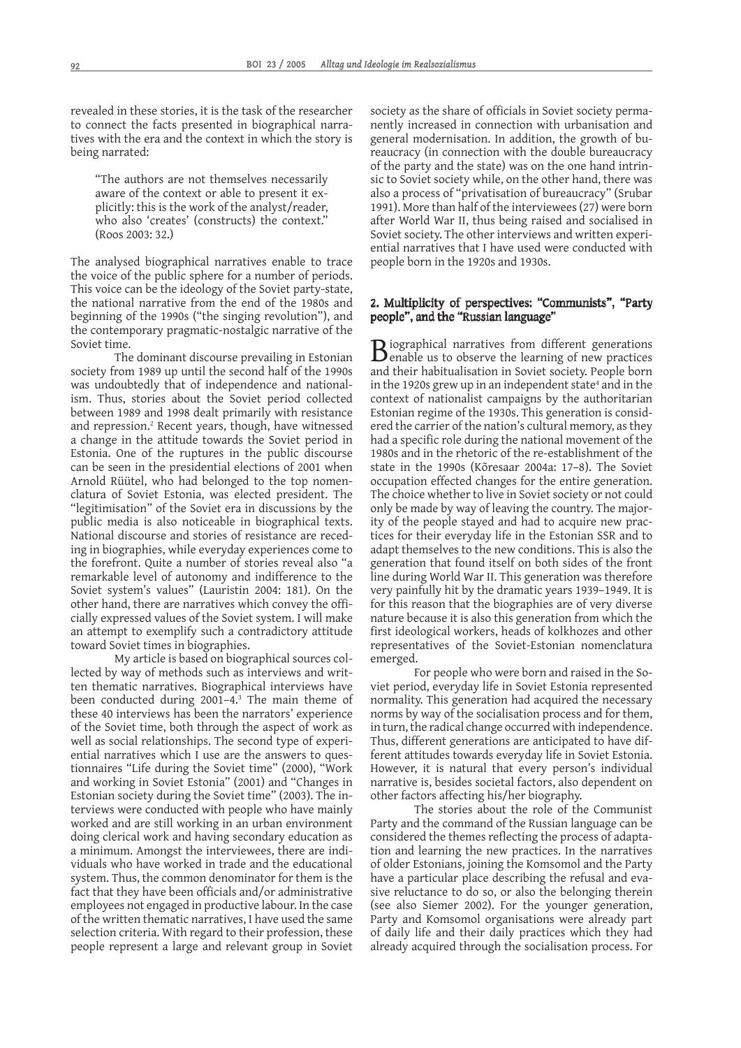revealed in these stories, it is the task of the researcher to connect the facts presented in biographical narratives with the era and the context in which the story is being narrated:

> "The authors are not themselves necessarily aware of the context or able to present it explicitly: this is the work of the analyst/reader, who also 'creates' (constructs) the context." (Roos 2003: 32.)

The analysed biographical narratives enable to trace the voice of the public sphere for a number of periods. This voice can be the ideology of the Soviet party-state, the national narrative from the end of the 1980s and beginning of the 1990s ("the singing revolution"), and the contemporary pragmatic-nostalgic narrative of the Soviet time.

The dominant discourse prevailing in Estonian society from 1989 up until the second half of the 1990s was undoubtedly that of independence and nationalism. Thus, stories about the Soviet period collected between 1989 and 1998 dealt primarily with resistance and repression.[2] Recent years, though, have witnessed a change in the attitude towards the Soviet period in Estonia. One of the ruptures in the public discourse can be seen in the presidential elections of 2001 when Arnold Rüütel, who had belonged to the top nomenclatura of Soviet Estonia, was elected president. The "legitimisation" of the Soviet era in discussions by the public media is also noticeable in biographical texts. National discourse and stories of resistance are receding in biographies, while everyday experiences come to the forefront. Quite a number of stories reveal also "a remarkable level of autonomy and indifference to the Soviet system's values" (Lauristin 2004: 181). On the other hand, there are narratives which convey the officially expressed values of the Soviet system. I will make an attempt to exemplify such a contradictory attitude toward Soviet times in biographies.

My article is based on biographical sources collected by way of methods such as interviews and written thematic narratives. Biographical interviews have been conducted during 2001–4.[3] The main theme of these 40 interviews has been the narrators' experience of the Soviet time, both through the aspect of work as well as social relationships. The second type of experiential narratives which I use are the answers to questionnaires "Life during the Soviet time" (2000), "Work and working in Soviet Estonia" (2001) and "Changes in Estonian society during the Soviet time" (2003). The interviews were conducted with people who have mainly worked and are still working in an urban environment doing clerical work and having secondary education as a minimum. Amongst the interviewees, there are individuals who have worked in trade and the educational system. Thus, the common denominator for them is the fact that they have been officials and/or administrative employees not engaged in productive labour. In the case of the written thematic narratives, I have used the same selection criteria. With regard to their profession, these people represent a large and relevant group in Soviet society as the share of officials in Soviet society permanently increased in connection with urbanisation and general modernisation. In addition, the growth of bureaucracy (in connection with the double bureaucracy of the party and the state) was on the one hand intrinsic to Soviet society while, on the other hand, there was also a process of "privatisation of bureaucracy" (Srubar 1991). More than half of the interviewees (27) were born after World War II, thus being raised and socialised in Soviet society. The other interviews and written experiential narratives that I have used were conducted with people born in the 1920s and 1930s.

## 2. Multiplicity of perspectives: "Communists", "Party people", and the "Russian language"

Biographical narratives from different generations enable us to observe the learning of new practices and their habitualisation in Soviet society. People born in the 1920s grew up in an independent state[4] and in the context of nationalist campaigns by the authoritarian Estonian regime of the 1930s. This generation is considered the carrier of the nation's cultural memory, as they had a specific role during the national movement of the 1980s and in the rhetoric of the re-establishment of the state in the 1990s (Kõresaar 2004a: 17–8). The Soviet occupation effected changes for the entire generation. The choice whether to live in Soviet society or not could only be made by way of leaving the country. The majority of the people stayed and had to acquire new practices for their everyday life in the Estonian SSR and to adapt themselves to the new conditions. This is also the generation that found itself on both sides of the front line during World War II. This generation was therefore very painfully hit by the dramatic years 1939–1949. It is for this reason that the biographies are of very diverse nature because it is also this generation from which the first ideological workers, heads of kolkhozes and other representatives of the Soviet-Estonian nomenclatura emerged.

For people who were born and raised in the Soviet period, everyday life in Soviet Estonia represented normality. This generation had acquired the necessary norms by way of the socialisation process and for them, in turn, the radical change occurred with independence. Thus, different generations are anticipated to have different attitudes towards everyday life in Soviet Estonia. However, it is natural that every person's individual narrative is, besides societal factors, also dependent on other factors affecting his/her biography.

The stories about the role of the Communist Party and the command of the Russian language can be considered the themes reflecting the process of adaptation and learning the new practices. In the narratives of older Estonians, joining the Komsomol and the Party have a particular place describing the refusal and evasive reluctance to do so, or also the belonging therein (see also Siemer 2002). For the younger generation, Party and Komsomol organisations were already part of daily life and their daily practices which they had already acquired through the socialisation process. For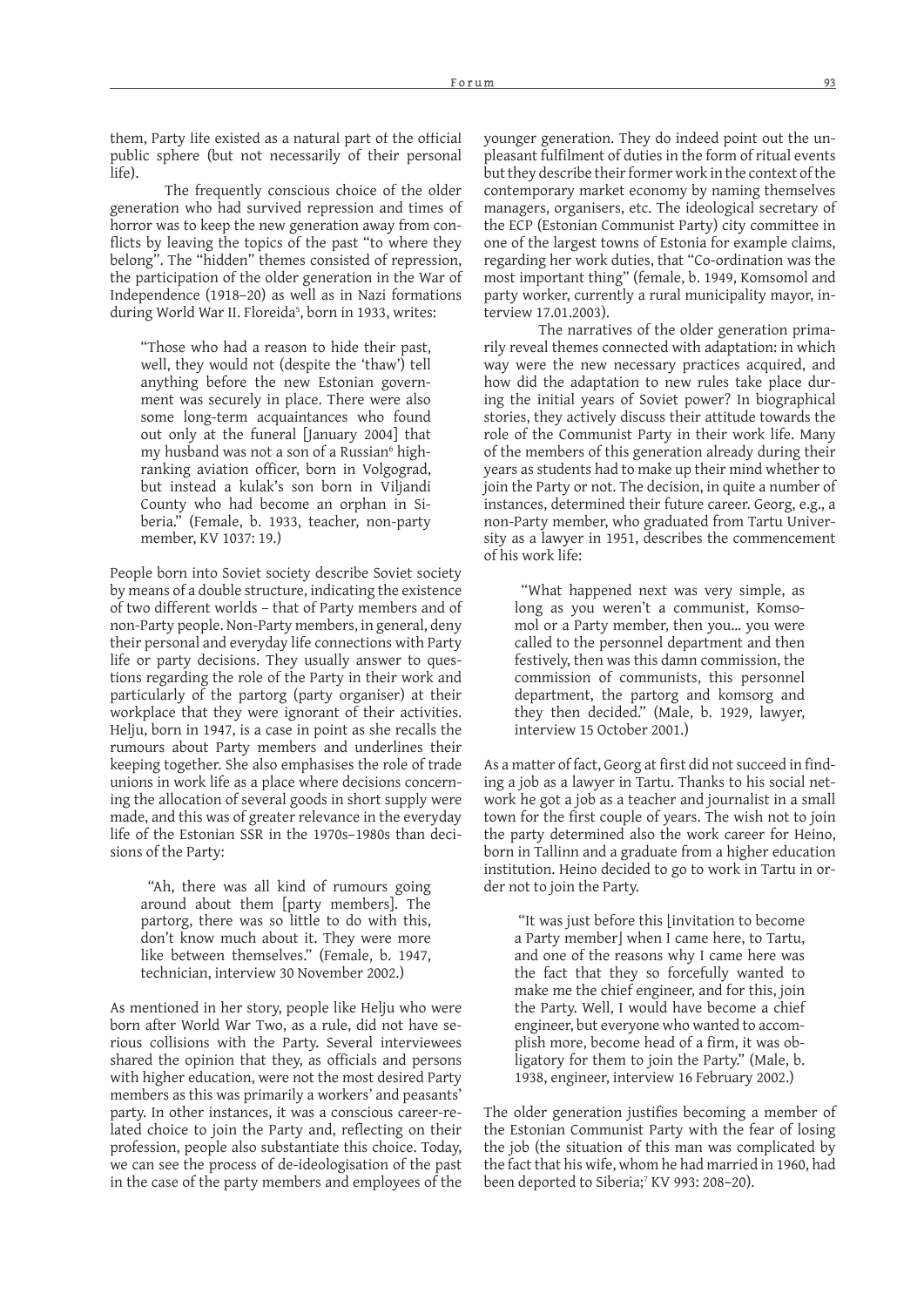them, Party life existed as a natural part of the official public sphere (but not necessarily of their personal life).

The frequently conscious choice of the older generation who had survived repression and times of horror was to keep the new generation away from conflicts by leaving the topics of the past "to where they belong". The "hidden" themes consisted of repression, the participation of the older generation in the War of Independence (1918–20) as well as in Nazi formations during World War II. Floreida[5], born in 1933, writes:

> "Those who had a reason to hide their past, well, they would not (despite the 'thaw') tell anything before the new Estonian government was securely in place. There were also some long-term acquaintances who found out only at the funeral [January 2004] that my husband was not a son of a Russian[6] high-ranking aviation officer, born in Volgograd, but instead a kulak's son born in Viljandi County who had become an orphan in Siberia." (Female, b. 1933, teacher, non-party member, KV 1037: 19.)

People born into Soviet society describe Soviet society by means of a double structure, indicating the existence of two different worlds – that of Party members and of non-Party people. Non-Party members, in general, deny their personal and everyday life connections with Party life or party decisions. They usually answer to questions regarding the role of the Party in their work and particularly of the partorg (party organiser) at their workplace that they were ignorant of their activities. Helju, born in 1947, is a case in point as she recalls the rumours about Party members and underlines their keeping together. She also emphasises the role of trade unions in work life as a place where decisions concerning the allocation of several goods in short supply were made, and this was of greater relevance in the everyday life of the Estonian SSR in the 1970s–1980s than decisions of the Party:

> "Ah, there was all kind of rumours going around about them [party members]. The partorg, there was so little to do with this, don't know much about it. They were more like between themselves." (Female, b. 1947, technician, interview 30 November 2002.)

As mentioned in her story, people like Helju who were born after World War Two, as a rule, did not have serious collisions with the Party. Several interviewees shared the opinion that they, as officials and persons with higher education, were not the most desired Party members as this was primarily a workers' and peasants' party. In other instances, it was a conscious career-related choice to join the Party and, reflecting on their profession, people also substantiate this choice. Today, we can see the process of de-ideologisation of the past in the case of the party members and employees of the younger generation. They do indeed point out the unpleasant fulfilment of duties in the form of ritual events but they describe their former work in the context of the contemporary market economy by naming themselves managers, organisers, etc. The ideological secretary of the ECP (Estonian Communist Party) city committee in one of the largest towns of Estonia for example claims, regarding her work duties, that "Co-ordination was the most important thing" (female, b. 1949, Komsomol and party worker, currently a rural municipality mayor, interview 17.01.2003).

The narratives of the older generation primarily reveal themes connected with adaptation: in which way were the new necessary practices acquired, and how did the adaptation to new rules take place during the initial years of Soviet power? In biographical stories, they actively discuss their attitude towards the role of the Communist Party in their work life. Many of the members of this generation already during their years as students had to make up their mind whether to join the Party or not. The decision, in quite a number of instances, determined their future career. Georg, e.g., a non-Party member, who graduated from Tartu University as a lawyer in 1951, describes the commencement of his work life:

> "What happened next was very simple, as long as you weren't a communist, Komsomol or a Party member, then you... you were called to the personnel department and then festively, then was this damn commission, the commission of communists, this personnel department, the partorg and komsorg and they then decided." (Male, b. 1929, lawyer, interview 15 October 2001.)

As a matter of fact, Georg at first did not succeed in finding a job as a lawyer in Tartu. Thanks to his social network he got a job as a teacher and journalist in a small town for the first couple of years. The wish not to join the party determined also the work career for Heino, born in Tallinn and a graduate from a higher education institution. Heino decided to go to work in Tartu in order not to join the Party.

> "It was just before this [invitation to become a Party member] when I came here, to Tartu, and one of the reasons why I came here was the fact that they so forcefully wanted to make me the chief engineer, and for this, join the Party. Well, I would have become a chief engineer, but everyone who wanted to accomplish more, become head of a firm, it was obligatory for them to join the Party." (Male, b. 1938, engineer, interview 16 February 2002.)

The older generation justifies becoming a member of the Estonian Communist Party with the fear of losing the job (the situation of this man was complicated by the fact that his wife, whom he had married in 1960, had been deported to Siberia;[7] KV 993: 208–20).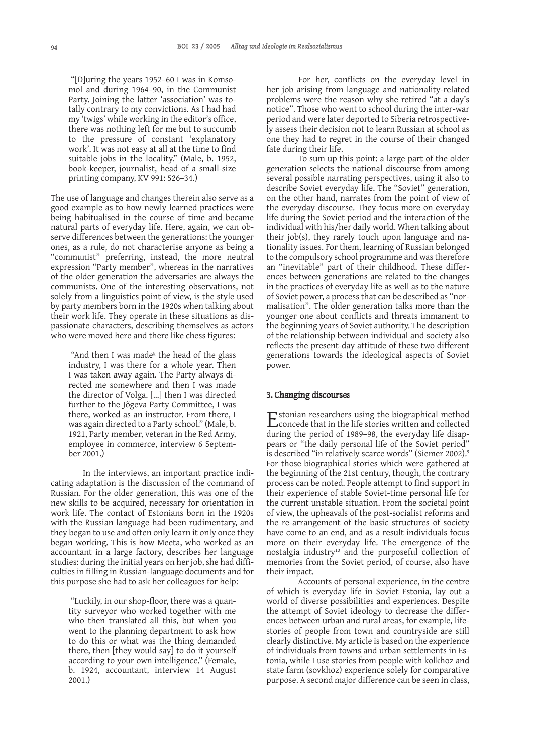"[D]uring the years 1952–60 I was in Komsomol and during 1964–90, in the Communist Party. Joining the latter 'association' was totally contrary to my convictions. As I had had my 'twigs' while working in the editor's office, there was nothing left for me but to succumb to the pressure of constant 'explanatory work'. It was not easy at all at the time to find suitable jobs in the locality." (Male, b. 1952, book-keeper, journalist, head of a small-size printing company, KV 991: 526–34.)

The use of language and changes therein also serve as a good example as to how newly learned practices were being habitualised in the course of time and became natural parts of everyday life. Here, again, we can observe differences between the generations: the younger ones, as a rule, do not characterise anyone as being a "communist" preferring, instead, the more neutral expression "Party member", whereas in the narratives of the older generation the adversaries are always the communists. One of the interesting observations, not solely from a linguistics point of view, is the style used by party members born in the 1920s when talking about their work life. They operate in these situations as dispassionate characters, describing themselves as actors who were moved here and there like chess figures:

"And then I was made[8] the head of the glass industry, I was there for a whole year. Then I was taken away again. The Party always directed me somewhere and then I was made the director of Volga. [...] then I was directed further to the Jõgeva Party Committee, I was there, worked as an instructor. From there, I was again directed to a Party school." (Male, b. 1921, Party member, veteran in the Red Army, employee in commerce, interview 6 September 2001.)

In the interviews, an important practice indicating adaptation is the discussion of the command of Russian. For the older generation, this was one of the new skills to be acquired, necessary for orientation in work life. The contact of Estonians born in the 1920s with the Russian language had been rudimentary, and they began to use and often only learn it only once they began working. This is how Meeta, who worked as an accountant in a large factory, describes her language studies: during the initial years on her job, she had difficulties in filling in Russian-language documents and for this purpose she had to ask her colleagues for help:

"Luckily, in our shop-floor, there was a quantity surveyor who worked together with me who then translated all this, but when you went to the planning department to ask how to do this or what was the thing demanded there, then [they would say] to do it yourself according to your own intelligence." (Female, b. 1924, accountant, interview 14 August 2001.)

For her, conflicts on the everyday level in her job arising from language and nationality-related problems were the reason why she retired "at a day's notice". Those who went to school during the inter-war period and were later deported to Siberia retrospectively assess their decision not to learn Russian at school as one they had to regret in the course of their changed fate during their life.

To sum up this point: a large part of the older generation selects the national discourse from among several possible narrating perspectives, using it also to describe Soviet everyday life. The "Soviet" generation, on the other hand, narrates from the point of view of the everyday discourse. They focus more on everyday life during the Soviet period and the interaction of the individual with his/her daily world. When talking about their job(s), they rarely touch upon language and nationality issues. For them, learning of Russian belonged to the compulsory school programme and was therefore an "inevitable" part of their childhood. These differences between generations are related to the changes in the practices of everyday life as well as to the nature of Soviet power, a process that can be described as "normalisation". The older generation talks more than the younger one about conflicts and threats immanent to the beginning years of Soviet authority. The description of the relationship between individual and society also reflects the present-day attitude of these two different generations towards the ideological aspects of Soviet power.

## 3. Changing discourses

Estonian researchers using the biographical method concede that in the life stories written and collected during the period of 1989–98, the everyday life disappears or "the daily personal life of the Soviet period" is described "in relatively scarce words" (Siemer 2002).[9] For those biographical stories which were gathered at the beginning of the 21st century, though, the contrary process can be noted. People attempt to find support in their experience of stable Soviet-time personal life for the current unstable situation. From the societal point of view, the upheavals of the post-socialist reforms and the re-arrangement of the basic structures of society have come to an end, and as a result individuals focus more on their everyday life. The emergence of the nostalgia industry[10] and the purposeful collection of memories from the Soviet period, of course, also have their impact.

Accounts of personal experience, in the centre of which is everyday life in Soviet Estonia, lay out a world of diverse possibilities and experiences. Despite the attempt of Soviet ideology to decrease the differences between urban and rural areas, for example, life-stories of people from town and countryside are still clearly distinctive. My article is based on the experience of individuals from towns and urban settlements in Estonia, while I use stories from people with kolkhoz and state farm (sovkhoz) experience solely for comparative purpose. A second major difference can be seen in class,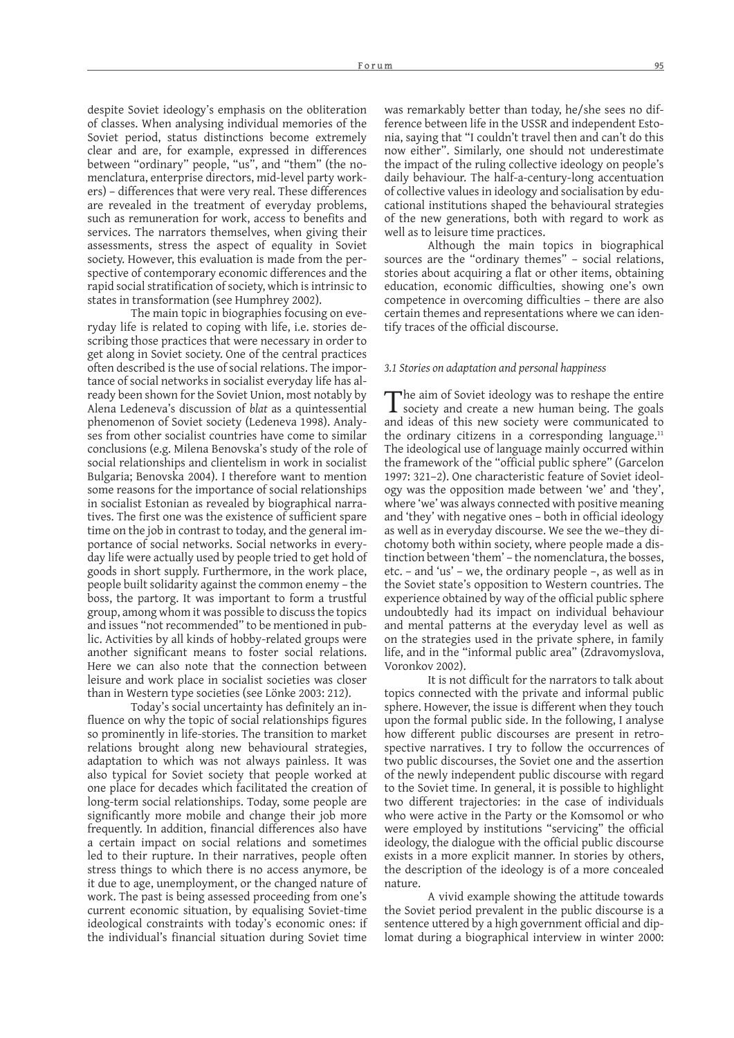despite Soviet ideology's emphasis on the obliteration of classes. When analysing individual memories of the Soviet period, status distinctions become extremely clear and are, for example, expressed in differences between "ordinary" people, "us", and "them" (the nomenclatura, enterprise directors, mid-level party workers) – differences that were very real. These differences are revealed in the treatment of everyday problems, such as remuneration for work, access to benefits and services. The narrators themselves, when giving their assessments, stress the aspect of equality in Soviet society. However, this evaluation is made from the perspective of contemporary economic differences and the rapid social stratification of society, which is intrinsic to states in transformation (see Humphrey 2002).

The main topic in biographies focusing on everyday life is related to coping with life, i.e. stories describing those practices that were necessary in order to get along in Soviet society. One of the central practices often described is the use of social relations. The importance of social networks in socialist everyday life has already been shown for the Soviet Union, most notably by Alena Ledeneva's discussion of *blat* as a quintessential phenomenon of Soviet society (Ledeneva 1998). Analyses from other socialist countries have come to similar conclusions (e.g. Milena Benovska's study of the role of social relationships and clientelism in work in socialist Bulgaria; Benovska 2004). I therefore want to mention some reasons for the importance of social relationships in socialist Estonian as revealed by biographical narratives. The first one was the existence of sufficient spare time on the job in contrast to today, and the general importance of social networks. Social networks in everyday life were actually used by people tried to get hold of goods in short supply. Furthermore, in the work place, people built solidarity against the common enemy – the boss, the partorg. It was important to form a trustful group, among whom it was possible to discuss the topics and issues "not recommended" to be mentioned in public. Activities by all kinds of hobby-related groups were another significant means to foster social relations. Here we can also note that the connection between leisure and work place in socialist societies was closer than in Western type societies (see Lönke 2003: 212).

Today's social uncertainty has definitely an influence on why the topic of social relationships figures so prominently in life-stories. The transition to market relations brought along new behavioural strategies, adaptation to which was not always painless. It was also typical for Soviet society that people worked at one place for decades which facilitated the creation of long-term social relationships. Today, some people are significantly more mobile and change their job more frequently. In addition, financial differences also have a certain impact on social relations and sometimes led to their rupture. In their narratives, people often stress things to which there is no access anymore, be it due to age, unemployment, or the changed nature of work. The past is being assessed proceeding from one's current economic situation, by equalising Soviet-time ideological constraints with today's economic ones: if the individual's financial situation during Soviet time was remarkably better than today, he/she sees no difference between life in the USSR and independent Estonia, saying that "I couldn't travel then and can't do this now either". Similarly, one should not underestimate the impact of the ruling collective ideology on people's daily behaviour. The half-a-century-long accentuation of collective values in ideology and socialisation by educational institutions shaped the behavioural strategies of the new generations, both with regard to work as well as to leisure time practices.

Although the main topics in biographical sources are the "ordinary themes" – social relations, stories about acquiring a flat or other items, obtaining education, economic difficulties, showing one's own competence in overcoming difficulties – there are also certain themes and representations where we can identify traces of the official discourse.

### *3.1 Stories on adaptation and personal happiness*

The aim of Soviet ideology was to reshape the entire society and create a new human being. The goals and ideas of this new society were communicated to the ordinary citizens in a corresponding language.[11] The ideological use of language mainly occurred within the framework of the "official public sphere" (Garcelon 1997: 321–2). One characteristic feature of Soviet ideology was the opposition made between 'we' and 'they', where 'we' was always connected with positive meaning and 'they' with negative ones – both in official ideology as well as in everyday discourse. We see the we–they dichotomy both within society, where people made a distinction between 'them' – the nomenclatura, the bosses, etc. – and 'us' – we, the ordinary people –, as well as in the Soviet state's opposition to Western countries. The experience obtained by way of the official public sphere undoubtedly had its impact on individual behaviour and mental patterns at the everyday level as well as on the strategies used in the private sphere, in family life, and in the "informal public area" (Zdravomyslova, Voronkov 2002).

It is not difficult for the narrators to talk about topics connected with the private and informal public sphere. However, the issue is different when they touch upon the formal public side. In the following, I analyse how different public discourses are present in retrospective narratives. I try to follow the occurrences of two public discourses, the Soviet one and the assertion of the newly independent public discourse with regard to the Soviet time. In general, it is possible to highlight two different trajectories: in the case of individuals who were active in the Party or the Komsomol or who were employed by institutions "servicing" the official ideology, the dialogue with the official public discourse exists in a more explicit manner. In stories by others, the description of the ideology is of a more concealed nature.

A vivid example showing the attitude towards the Soviet period prevalent in the public discourse is a sentence uttered by a high government official and diplomat during a biographical interview in winter 2000: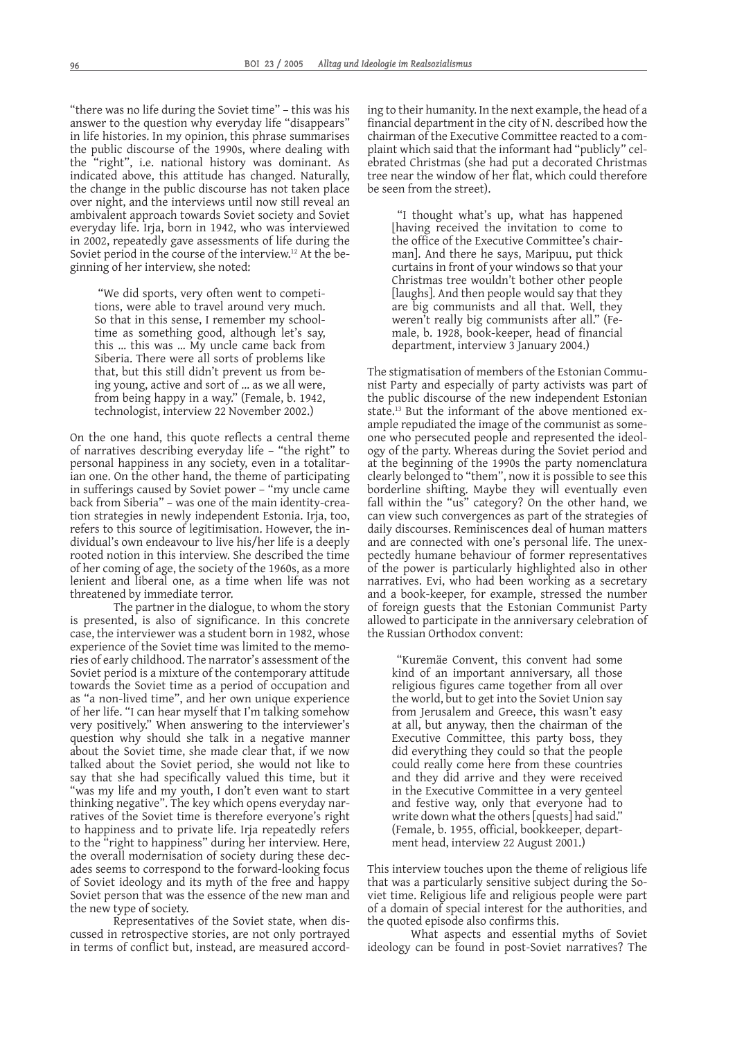"there was no life during the Soviet time" – this was his answer to the question why everyday life "disappears" in life histories. In my opinion, this phrase summarises the public discourse of the 1990s, where dealing with the "right", i.e. national history was dominant. As indicated above, this attitude has changed. Naturally, the change in the public discourse has not taken place over night, and the interviews until now still reveal an ambivalent approach towards Soviet society and Soviet everyday life. Irja, born in 1942, who was interviewed in 2002, repeatedly gave assessments of life during the Soviet period in the course of the interview.[12] At the beginning of her interview, she noted:

> "We did sports, very often went to competitions, were able to travel around very much. So that in this sense, I remember my schooltime as something good, although let's say, this ... this was ... My uncle came back from Siberia. There were all sorts of problems like that, but this still didn't prevent us from being young, active and sort of ... as we all were, from being happy in a way." (Female, b. 1942, technologist, interview 22 November 2002.)

On the one hand, this quote reflects a central theme of narratives describing everyday life – "the right" to personal happiness in any society, even in a totalitarian one. On the other hand, the theme of participating in sufferings caused by Soviet power – "my uncle came back from Siberia" – was one of the main identity-creation strategies in newly independent Estonia. Irja, too, refers to this source of legitimisation. However, the individual's own endeavour to live his/her life is a deeply rooted notion in this interview. She described the time of her coming of age, the society of the 1960s, as a more lenient and liberal one, as a time when life was not threatened by immediate terror.

The partner in the dialogue, to whom the story is presented, is also of significance. In this concrete case, the interviewer was a student born in 1982, whose experience of the Soviet time was limited to the memories of early childhood. The narrator's assessment of the Soviet period is a mixture of the contemporary attitude towards the Soviet time as a period of occupation and as "a non-lived time", and her own unique experience of her life. "I can hear myself that I'm talking somehow very positively." When answering to the interviewer's question why should she talk in a negative manner about the Soviet time, she made clear that, if we now talked about the Soviet period, she would not like to say that she had specifically valued this time, but it "was my life and my youth, I don't even want to start thinking negative". The key which opens everyday narratives of the Soviet time is therefore everyone's right to happiness and to private life. Irja repeatedly refers to the "right to happiness" during her interview. Here, the overall modernisation of society during these decades seems to correspond to the forward-looking focus of Soviet ideology and its myth of the free and happy Soviet person that was the essence of the new man and the new type of society.

Representatives of the Soviet state, when discussed in retrospective stories, are not only portrayed in terms of conflict but, instead, are measured according to their humanity. In the next example, the head of a financial department in the city of N. described how the chairman of the Executive Committee reacted to a complaint which said that the informant had "publicly" celebrated Christmas (she had put a decorated Christmas tree near the window of her flat, which could therefore be seen from the street).

> "I thought what's up, what has happened [having received the invitation to come to the office of the Executive Committee's chairman]. And there he says, Maripuu, put thick curtains in front of your windows so that your Christmas tree wouldn't bother other people [laughs]. And then people would say that they are big communists and all that. Well, they weren't really big communists after all." (Female, b. 1928, book-keeper, head of financial department, interview 3 January 2004.)

The stigmatisation of members of the Estonian Communist Party and especially of party activists was part of the public discourse of the new independent Estonian state.[13] But the informant of the above mentioned example repudiated the image of the communist as someone who persecuted people and represented the ideology of the party. Whereas during the Soviet period and at the beginning of the 1990s the party nomenclatura clearly belonged to "them", now it is possible to see this borderline shifting. Maybe they will eventually even fall within the "us" category? On the other hand, we can view such convergences as part of the strategies of daily discourses. Reminiscences deal of human matters and are connected with one's personal life. The unexpectedly humane behaviour of former representatives of the power is particularly highlighted also in other narratives. Evi, who had been working as a secretary and a book-keeper, for example, stressed the number of foreign guests that the Estonian Communist Party allowed to participate in the anniversary celebration of the Russian Orthodox convent:

> "Kuremäe Convent, this convent had some kind of an important anniversary, all those religious figures came together from all over the world, but to get into the Soviet Union say from Jerusalem and Greece, this wasn't easy at all, but anyway, then the chairman of the Executive Committee, this party boss, they did everything they could so that the people could really come here from these countries and they did arrive and they were received in the Executive Committee in a very genteel and festive way, only that everyone had to write down what the others [quests] had said." (Female, b. 1955, official, bookkeeper, department head, interview 22 August 2001.)

This interview touches upon the theme of religious life that was a particularly sensitive subject during the Soviet time. Religious life and religious people were part of a domain of special interest for the authorities, and the quoted episode also confirms this.

What aspects and essential myths of Soviet ideology can be found in post-Soviet narratives? The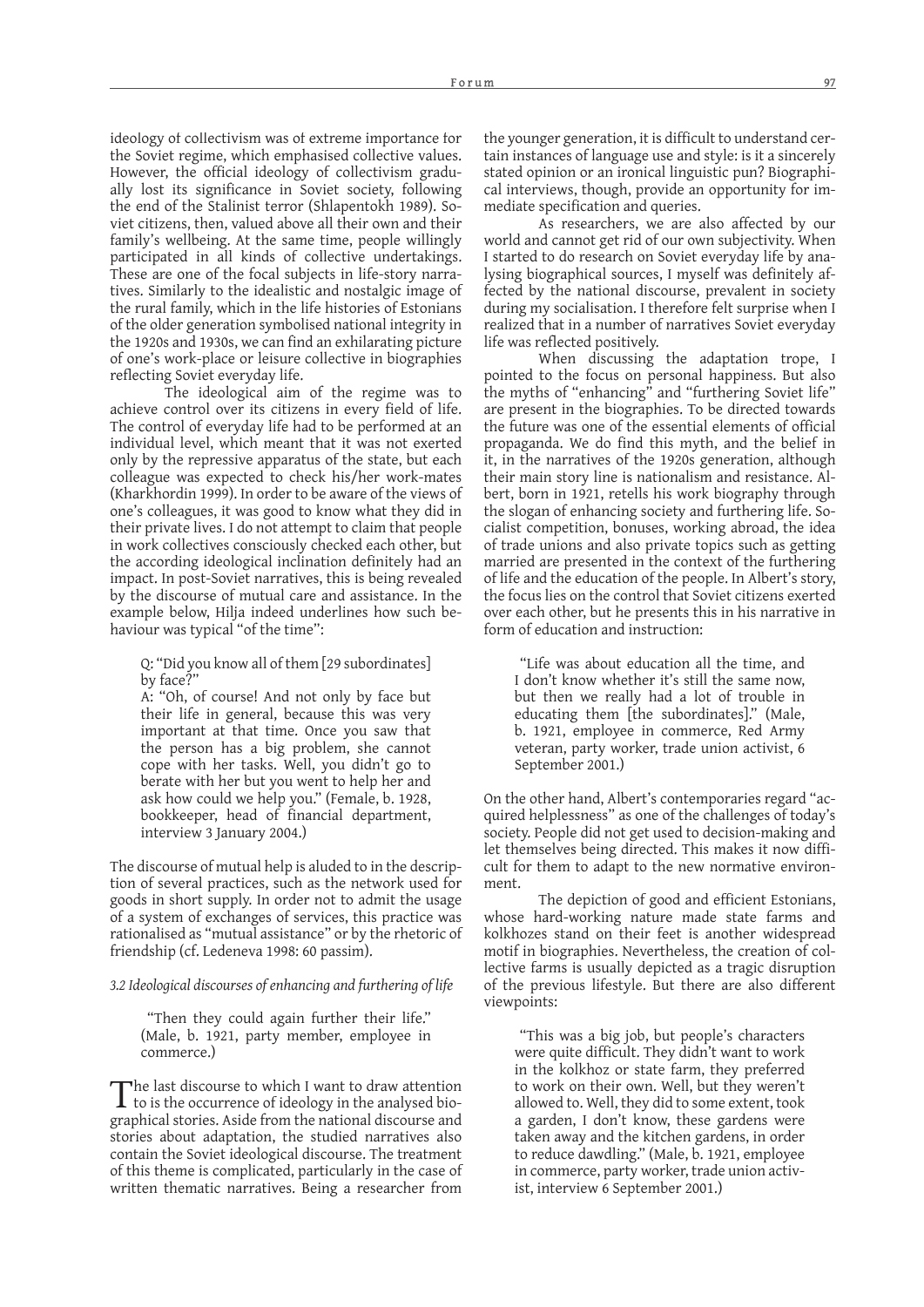ideology of collectivism was of extreme importance for the Soviet regime, which emphasised collective values. However, the official ideology of collectivism gradually lost its significance in Soviet society, following the end of the Stalinist terror (Shlapentokh 1989). Soviet citizens, then, valued above all their own and their family's wellbeing. At the same time, people willingly participated in all kinds of collective undertakings. These are one of the focal subjects in life-story narratives. Similarly to the idealistic and nostalgic image of the rural family, which in the life histories of Estonians of the older generation symbolised national integrity in the 1920s and 1930s, we can find an exhilarating picture of one's work-place or leisure collective in biographies reflecting Soviet everyday life.

The ideological aim of the regime was to achieve control over its citizens in every field of life. The control of everyday life had to be performed at an individual level, which meant that it was not exerted only by the repressive apparatus of the state, but each colleague was expected to check his/her work-mates (Kharkhordin 1999). In order to be aware of the views of one's colleagues, it was good to know what they did in their private lives. I do not attempt to claim that people in work collectives consciously checked each other, but the according ideological inclination definitely had an impact. In post-Soviet narratives, this is being revealed by the discourse of mutual care and assistance. In the example below, Hilja indeed underlines how such behaviour was typical "of the time":

> Q: "Did you know all of them [29 subordinates] by face?"
> A: "Oh, of course! And not only by face but their life in general, because this was very important at that time. Once you saw that the person has a big problem, she cannot cope with her tasks. Well, you didn't go to berate with her but you went to help her and ask how could we help you." (Female, b. 1928, bookkeeper, head of financial department, interview 3 January 2004.)

The discourse of mutual help is aluded to in the description of several practices, such as the network used for goods in short supply. In order not to admit the usage of a system of exchanges of services, this practice was rationalised as "mutual assistance" or by the rhetoric of friendship (cf. Ledeneva 1998: 60 passim).

### *3.2 Ideological discourses of enhancing and furthering of life*

> "Then they could again further their life." (Male, b. 1921, party member, employee in commerce.)

The last discourse to which I want to draw attention to is the occurrence of ideology in the analysed biographical stories. Aside from the national discourse and stories about adaptation, the studied narratives also contain the Soviet ideological discourse. The treatment of this theme is complicated, particularly in the case of written thematic narratives. Being a researcher from the younger generation, it is difficult to understand certain instances of language use and style: is it a sincerely stated opinion or an ironical linguistic pun? Biographical interviews, though, provide an opportunity for immediate specification and queries.

As researchers, we are also affected by our world and cannot get rid of our own subjectivity. When I started to do research on Soviet everyday life by analysing biographical sources, I myself was definitely affected by the national discourse, prevalent in society during my socialisation. I therefore felt surprise when I realized that in a number of narratives Soviet everyday life was reflected positively.

When discussing the adaptation trope, I pointed to the focus on personal happiness. But also the myths of "enhancing" and "furthering Soviet life" are present in the biographies. To be directed towards the future was one of the essential elements of official propaganda. We do find this myth, and the belief in it, in the narratives of the 1920s generation, although their main story line is nationalism and resistance. Albert, born in 1921, retells his work biography through the slogan of enhancing society and furthering life. Socialist competition, bonuses, working abroad, the idea of trade unions and also private topics such as getting married are presented in the context of the furthering of life and the education of the people. In Albert's story, the focus lies on the control that Soviet citizens exerted over each other, but he presents this in his narrative in form of education and instruction:

> "Life was about education all the time, and I don't know whether it's still the same now, but then we really had a lot of trouble in educating them [the subordinates]." (Male, b. 1921, employee in commerce, Red Army veteran, party worker, trade union activist, 6 September 2001.)

On the other hand, Albert's contemporaries regard "acquired helplessness" as one of the challenges of today's society. People did not get used to decision-making and let themselves being directed. This makes it now difficult for them to adapt to the new normative environment.

The depiction of good and efficient Estonians, whose hard-working nature made state farms and kolkhozes stand on their feet is another widespread motif in biographies. Nevertheless, the creation of collective farms is usually depicted as a tragic disruption of the previous lifestyle. But there are also different viewpoints:

> "This was a big job, but people's characters were quite difficult. They didn't want to work in the kolkhoz or state farm, they preferred to work on their own. Well, but they weren't allowed to. Well, they did to some extent, took a garden, I don't know, these gardens were taken away and the kitchen gardens, in order to reduce dawdling." (Male, b. 1921, employee in commerce, party worker, trade union activist, interview 6 September 2001.)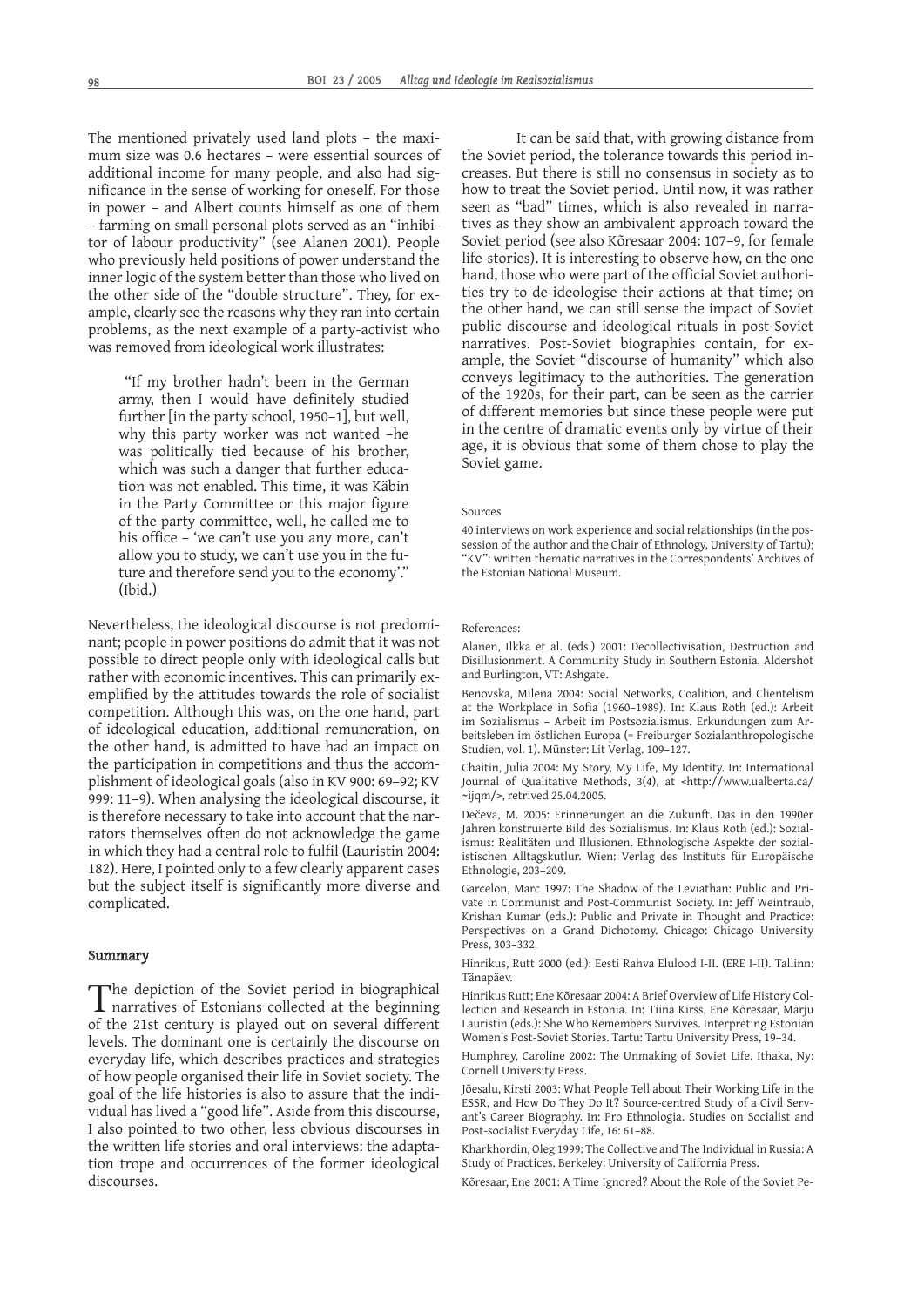The mentioned privately used land plots – the maximum size was 0.6 hectares – were essential sources of additional income for many people, and also had significance in the sense of working for oneself. For those in power – and Albert counts himself as one of them – farming on small personal plots served as an "inhibitor of labour productivity" (see Alanen 2001). People who previously held positions of power understand the inner logic of the system better than those who lived on the other side of the "double structure". They, for example, clearly see the reasons why they ran into certain problems, as the next example of a party-activist who was removed from ideological work illustrates:

> "If my brother hadn't been in the German army, then I would have definitely studied further [in the party school, 1950–1], but well, why this party worker was not wanted –he was politically tied because of his brother, which was such a danger that further education was not enabled. This time, it was Käbin in the Party Committee or this major figure of the party committee, well, he called me to his office – 'we can't use you any more, can't allow you to study, we can't use you in the future and therefore send you to the economy'." (Ibid.)

Nevertheless, the ideological discourse is not predominant; people in power positions do admit that it was not possible to direct people only with ideological calls but rather with economic incentives. This can primarily exemplified by the attitudes towards the role of socialist competition. Although this was, on the one hand, part of ideological education, additional remuneration, on the other hand, is admitted to have had an impact on the participation in competitions and thus the accomplishment of ideological goals (also in KV 900: 69–92; KV 999: 11–9). When analysing the ideological discourse, it is therefore necessary to take into account that the narrators themselves often do not acknowledge the game in which they had a central role to fulfil (Lauristin 2004: 182). Here, I pointed only to a few clearly apparent cases but the subject itself is significantly more diverse and complicated.

## Summary

The depiction of the Soviet period in biographical narratives of Estonians collected at the beginning of the 21st century is played out on several different levels. The dominant one is certainly the discourse on everyday life, which describes practices and strategies of how people organised their life in Soviet society. The goal of the life histories is also to assure that the individual has lived a "good life". Aside from this discourse, I also pointed to two other, less obvious discourses in the written life stories and oral interviews: the adaptation trope and occurrences of the former ideological discourses.

It can be said that, with growing distance from the Soviet period, the tolerance towards this period increases. But there is still no consensus in society as to how to treat the Soviet period. Until now, it was rather seen as "bad" times, which is also revealed in narratives as they show an ambivalent approach toward the Soviet period (see also Kõresaar 2004: 107–9, for female life-stories). It is interesting to observe how, on the one hand, those who were part of the official Soviet authorities try to de-ideologise their actions at that time; on the other hand, we can still sense the impact of Soviet public discourse and ideological rituals in post-Soviet narratives. Post-Soviet biographies contain, for example, the Soviet "discourse of humanity" which also conveys legitimacy to the authorities. The generation of the 1920s, for their part, can be seen as the carrier of different memories but since these people were put in the centre of dramatic events only by virtue of their age, it is obvious that some of them chose to play the Soviet game.

Sources

40 interviews on work experience and social relationships (in the possession of the author and the Chair of Ethnology, University of Tartu); "KV": written thematic narratives in the Correspondents' Archives of the Estonian National Museum.

References:

Alanen, Ilkka et al. (eds.) 2001: Decollectivisation, Destruction and Disillusionment. A Community Study in Southern Estonia. Aldershot and Burlington, VT: Ashgate.

Benovska, Milena 2004: Social Networks, Coalition, and Clientelism at the Workplace in Sofia (1960–1989). In: Klaus Roth (ed.): Arbeit im Sozialismus – Arbeit im Postsozialismus. Erkundungen zum Arbeitsleben im östlichen Europa (= Freiburger Sozialanthropologische Studien, vol. 1). Münster: Lit Verlag. 109–127.

Chaitin, Julia 2004: My Story, My Life, My Identity. In: International Journal of Qualitative Methods, 3(4), at <http://www.ualberta.ca/~ijqm/>, retrived 25.04.2005.

Dečeva, M. 2005: Erinnerungen an die Zukunft. Das in den 1990er Jahren konstruierte Bild des Sozialismus. In: Klaus Roth (ed.): Sozialismus: Realitäten und Illusionen. Ethnologische Aspekte der sozialistischen Alltagskutlur. Wien: Verlag des Instituts für Europäische Ethnologie, 203–209.

Garcelon, Marc 1997: The Shadow of the Leviathan: Public and Private in Communist and Post-Communist Society. In: Jeff Weintraub, Krishan Kumar (eds.): Public and Private in Thought and Practice: Perspectives on a Grand Dichotomy. Chicago: Chicago University Press, 303–332.

Hinrikus, Rutt 2000 (ed.): Eesti Rahva Elulood I-II. (ERE I-II). Tallinn: Tänapäev.

Hinrikus Rutt; Ene Kõresaar 2004: A Brief Overview of Life History Collection and Research in Estonia. In: Tiina Kirss, Ene Kõresaar, Marju Lauristin (eds.): She Who Remembers Survives. Interpreting Estonian Women's Post-Soviet Stories. Tartu: Tartu University Press, 19–34.

Humphrey, Caroline 2002: The Unmaking of Soviet Life. Ithaka, Ny: Cornell University Press.

Jõesalu, Kirsti 2003: What People Tell about Their Working Life in the ESSR, and How Do They Do It? Source-centred Study of a Civil Servant's Career Biography. In: Pro Ethnologia. Studies on Socialist and Post-socialist Everyday Life, 16: 61–88.

Kharkhordin, Oleg 1999: The Collective and The Individual in Russia: A Study of Practices. Berkeley: University of California Press.

Kõresaar, Ene 2001: A Time Ignored? About the Role of the Soviet Pe-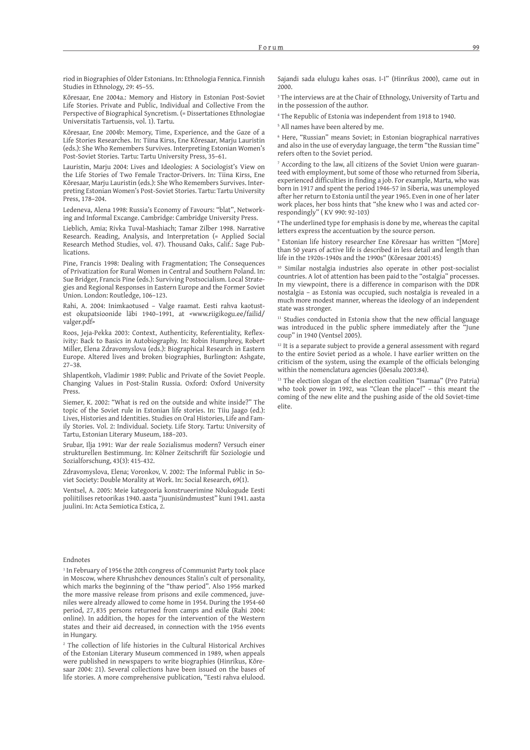riod in Biographies of Older Estonians. In: Ethnologia Fennica. Finnish Studies in Ethnology, 29: 45–55.

Kõresaar, Ene 2004a.: Memory and History in Estonian Post-Soviet Life Stories. Private and Public, Individual and Collective From the Perspective of Biographical Syncretism. (= Dissertationes Ethnologiae Universitatis Tartuensis, vol. 1). Tartu.

Kõresaar, Ene 2004b: Memory, Time, Experience, and the Gaze of a Life Stories Researches. In: Tiina Kirss, Ene Kõresaar, Marju Lauristin (eds.): She Who Remembers Survives. Interpreting Estonian Women's Post-Soviet Stories. Tartu: Tartu University Press, 35–61.

Lauristin, Marju 2004: Lives and Ideologies: A Sociologist's View on the Life Stories of Two Female Tractor-Drivers. In: Tiina Kirss, Ene Kõresaar, Marju Lauristin (eds.): She Who Remembers Survives. Interpreting Estonian Women's Post-Soviet Stories. Tartu: Tartu University Press, 178–204.

Ledeneva, Alena 1998: Russia's Economy of Favours: "blat", Networking and Informal Excange. Cambridge: Cambridge University Press.

Lieblich, Amia; Rivka Tuval-Mashiach; Tamar Zilber 1998. Narrative Research. Reading, Analysis, and Interpretation (= Applied Social Research Method Studies, vol. 47). Thousand Oaks, Calif.: Sage Publications.

Pine, Francis 1998: Dealing with Fragmentation; The Consequences of Privatization for Rural Women in Central and Southern Poland. In: Sue Bridger, Francis Pine (eds.): Surviving Postsocialism. Local Strategies and Regional Responses in Eastern Europe and the Former Soviet Union. London: Routledge, 106–123.

Rahi, A. 2004: Inimkaotused – Valge raamat. Eesti rahva kaotustest okupatsioonide läbi 1940–1991, at <www.riigikogu.ee/failid/valger.pdf>

Roos, Jeja-Pekka 2003: Context, Authenticity, Referentiality, Reflexivity: Back to Basics in Autobiography. In: Robin Humphrey, Robert Miller, Elena Zdravomyslova (eds.): Biographical Research in Eastern Europe. Altered lives and broken biographies, Burlington: Ashgate, 27–38.

Shlapentkoh, Vladimir 1989: Public and Private of the Soviet People. Changing Values in Post-Stalin Russia. Oxford: Oxford University Press.

Siemer, K. 2002: "What is red on the outside and white inside?" The topic of the Soviet rule in Estonian life stories. In: Tiiu Jaago (ed.): Lives, Histories and Identities. Studies on Oral Histories, Life and Family Stories. Vol. 2: Individual. Society. Life Story. Tartu: University of Tartu, Estonian Literary Museum, 188–203.

Srubar, Ilja 1991: War der reale Sozialismus modern? Versuch einer strukturellen Bestimmung. In: Kölner Zeitschrift für Soziologie und Sozialforschung, 43(3): 415-432.

Zdravomyslova, Elena; Voronkov, V. 2002: The Informal Public in Soviet Society: Double Morality at Work. In: Social Research, 69(1).

Ventsel, A. 2005: Meie kategooria konstrueerimine Nõukogude Eesti poliitilises retoorikas 1940. aasta "juunisündmustest" kuni 1941. aasta juulini. In: Acta Semiotica Estica, 2.

## Endnotes

[1] In February of 1956 the 20th congress of Communist Party took place in Moscow, where Khrushchev denounces Stalin's cult of personality, which marks the beginning of the "thaw period". Also 1956 marked the more massive release from prisons and exile commenced, juveniles were already allowed to come home in 1954. During the 1954-60 period, 27, 835 persons returned from camps and exile (Rahi 2004: online). In addition, the hopes for the intervention of the Western states and their aid decreased, in connection with the 1956 events in Hungary.

[2] The collection of life histories in the Cultural Historical Archives of the Estonian Literary Museum commenced in 1989, when appeals were published in newspapers to write biographies (Hinrikus, Kõresaar 2004: 21). Several collections have been issued on the bases of life stories. A more comprehensive publication, "Eesti rahva elulood. Sajandi sada elulugu kahes osas. I-I" (Hinrikus 2000), came out in 2000.

[3] The interviews are at the Chair of Ethnology, University of Tartu and in the possession of the author.

[4] The Republic of Estonia was independent from 1918 to 1940.

[5] All names have been altered by me.

[6] Here, "Russian" means Soviet; in Estonian biographical narratives and also in the use of everyday language, the term "the Russian time" refers often to the Soviet period.

[7] According to the law, all citizens of the Soviet Union were guaranteed with employment, but some of those who returned from Siberia, experienced difficulties in finding a job. For example, Marta, who was born in 1917 and spent the period 1946-57 in Siberia, was unemployed after her return to Estonia until the year 1965. Even in one of her later work places, her boss hints that "she knew who I was and acted correspondingly" ( KV 990: 92-103)

[8] The underlined type for emphasis is done by me, whereas the capital letters express the accentuation by the source person.

[9] Estonian life history researcher Ene Kõresaar has written "[More] than 50 years of active life is described in less detail and length than life in the 1920s-1940s and the 1990s" (Kõresaar 2001:45)

[10] Similar nostalgia industries also operate in other post-socialist countries. A lot of attention has been paid to the "ostalgia" processes. In my viewpoint, there is a difference in comparison with the DDR nostalgia – as Estonia was occupied, such nostalgia is revealed in a much more modest manner, whereas the ideology of an independent state was stronger.

[11] Studies conducted in Estonia show that the new official language was introduced in the public sphere immediately after the "June coup" in 1940 (Ventsel 2005).

[12] It is a separate subject to provide a general assessment with regard to the entire Soviet period as a whole. I have earlier written on the criticism of the system, using the example of the officials belonging within the nomenclatura agencies (Jõesalu 2003:84).

[13] The election slogan of the election coalition "Isamaa" (Pro Patria) who took power in 1992, was "Clean the place!" – this meant the coming of the new elite and the pushing aside of the old Soviet-time elite.